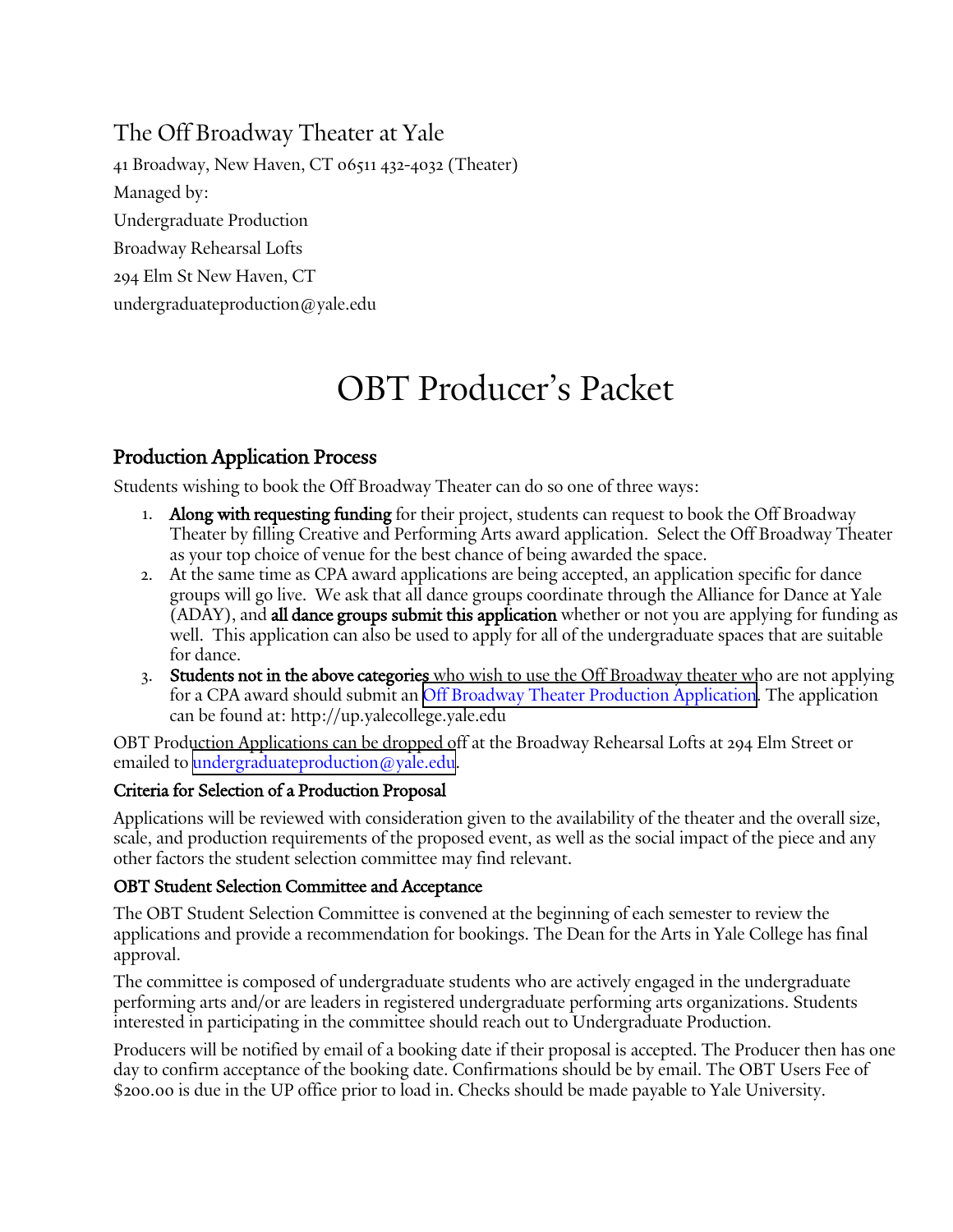## The Off Broadway Theater at Yale

41 Broadway, New Haven, CT 06511 432-4032 (Theater)

Managed by:

Undergraduate Production

Broadway Rehearsal Lofts

294 Elm St New Haven, CT

undergraduateproduction@yale.edu

# OBT Producer's Packet

## Production Application Process

Students wishing to book the Off Broadway Theater can do so one of three ways:

1. **Along with requesting funding** for their project, students can request to book the Off Broadway Theater by filling Creative and Performing Arts award application. Select the Off Broadway Theater as your top choice of venue for the best chance of being awarded the space.
2. At the same time as CPA award applications are being accepted, an application specific for dance groups will go live. We ask that all dance groups coordinate through the Alliance for Dance at Yale (ADAY), and **all dance groups submit this application** whether or not you are applying for funding as well. This application can also be used to apply for all of the undergraduate spaces that are suitable for dance.
3. **Students not in the above categories** who wish to use the Off Broadway theater who are not applying for a CPA award should submit an Off Broadway Theater Production Application. The application can be found at: http://up.yalecollege.yale.edu

OBT Production Applications can be dropped off at the Broadway Rehearsal Lofts at 294 Elm Street or emailed to undergraduateproduction@yale.edu.

### Criteria for Selection of a Production Proposal

Applications will be reviewed with consideration given to the availability of the theater and the overall size, scale, and production requirements of the proposed event, as well as the social impact of the piece and any other factors the student selection committee may find relevant.

### OBT Student Selection Committee and Acceptance

The OBT Student Selection Committee is convened at the beginning of each semester to review the applications and provide a recommendation for bookings. The Dean for the Arts in Yale College has final approval.

The committee is composed of undergraduate students who are actively engaged in the undergraduate performing arts and/or are leaders in registered undergraduate performing arts organizations. Students interested in participating in the committee should reach out to Undergraduate Production.

Producers will be notified by email of a booking date if their proposal is accepted. The Producer then has one day to confirm acceptance of the booking date. Confirmations should be by email. The OBT Users Fee of $200.00 is due in the UP office prior to load in. Checks should be made payable to Yale University.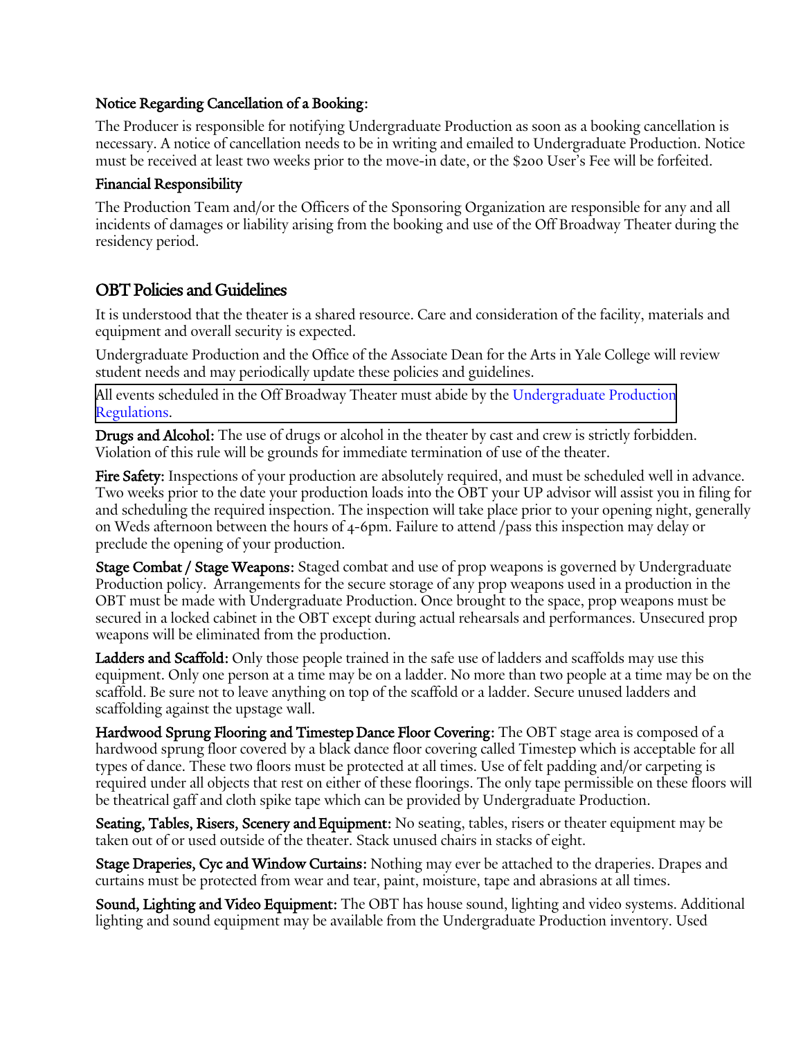### Notice Regarding Cancellation of a Booking:

The Producer is responsible for notifying Undergraduate Production as soon as a booking cancellation is necessary. A notice of cancellation needs to be in writing and emailed to Undergraduate Production. Notice must be received at least two weeks prior to the move-in date, or the $200 User's Fee will be forfeited.

### Financial Responsibility

The Production Team and/or the Officers of the Sponsoring Organization are responsible for any and all incidents of damages or liability arising from the booking and use of the Off Broadway Theater during the residency period.

## OBT Policies and Guidelines

It is understood that the theater is a shared resource. Care and consideration of the facility, materials and equipment and overall security is expected.

Undergraduate Production and the Office of the Associate Dean for the Arts in Yale College will review student needs and may periodically update these policies and guidelines.

All events scheduled in the Off Broadway Theater must abide by the Undergraduate Production Regulations.

**Drugs and Alcohol:** The use of drugs or alcohol in the theater by cast and crew is strictly forbidden. Violation of this rule will be grounds for immediate termination of use of the theater.

**Fire Safety:** Inspections of your production are absolutely required, and must be scheduled well in advance. Two weeks prior to the date your production loads into the OBT your UP advisor will assist you in filing for and scheduling the required inspection. The inspection will take place prior to your opening night, generally on Weds afternoon between the hours of 4-6pm. Failure to attend /pass this inspection may delay or preclude the opening of your production.

**Stage Combat / Stage Weapons:** Staged combat and use of prop weapons is governed by Undergraduate Production policy. Arrangements for the secure storage of any prop weapons used in a production in the OBT must be made with Undergraduate Production. Once brought to the space, prop weapons must be secured in a locked cabinet in the OBT except during actual rehearsals and performances. Unsecured prop weapons will be eliminated from the production.

**Ladders and Scaffold:** Only those people trained in the safe use of ladders and scaffolds may use this equipment. Only one person at a time may be on a ladder. No more than two people at a time may be on the scaffold. Be sure not to leave anything on top of the scaffold or a ladder. Secure unused ladders and scaffolding against the upstage wall.

**Hardwood Sprung Flooring and Timestep Dance Floor Covering:** The OBT stage area is composed of a hardwood sprung floor covered by a black dance floor covering called Timestep which is acceptable for all types of dance. These two floors must be protected at all times. Use of felt padding and/or carpeting is required under all objects that rest on either of these floorings. The only tape permissible on these floors will be theatrical gaff and cloth spike tape which can be provided by Undergraduate Production.

**Seating, Tables, Risers, Scenery and Equipment:** No seating, tables, risers or theater equipment may be taken out of or used outside of the theater. Stack unused chairs in stacks of eight.

**Stage Draperies, Cyc and Window Curtains:** Nothing may ever be attached to the draperies. Drapes and curtains must be protected from wear and tear, paint, moisture, tape and abrasions at all times.

**Sound, Lighting and Video Equipment:** The OBT has house sound, lighting and video systems. Additional lighting and sound equipment may be available from the Undergraduate Production inventory. Used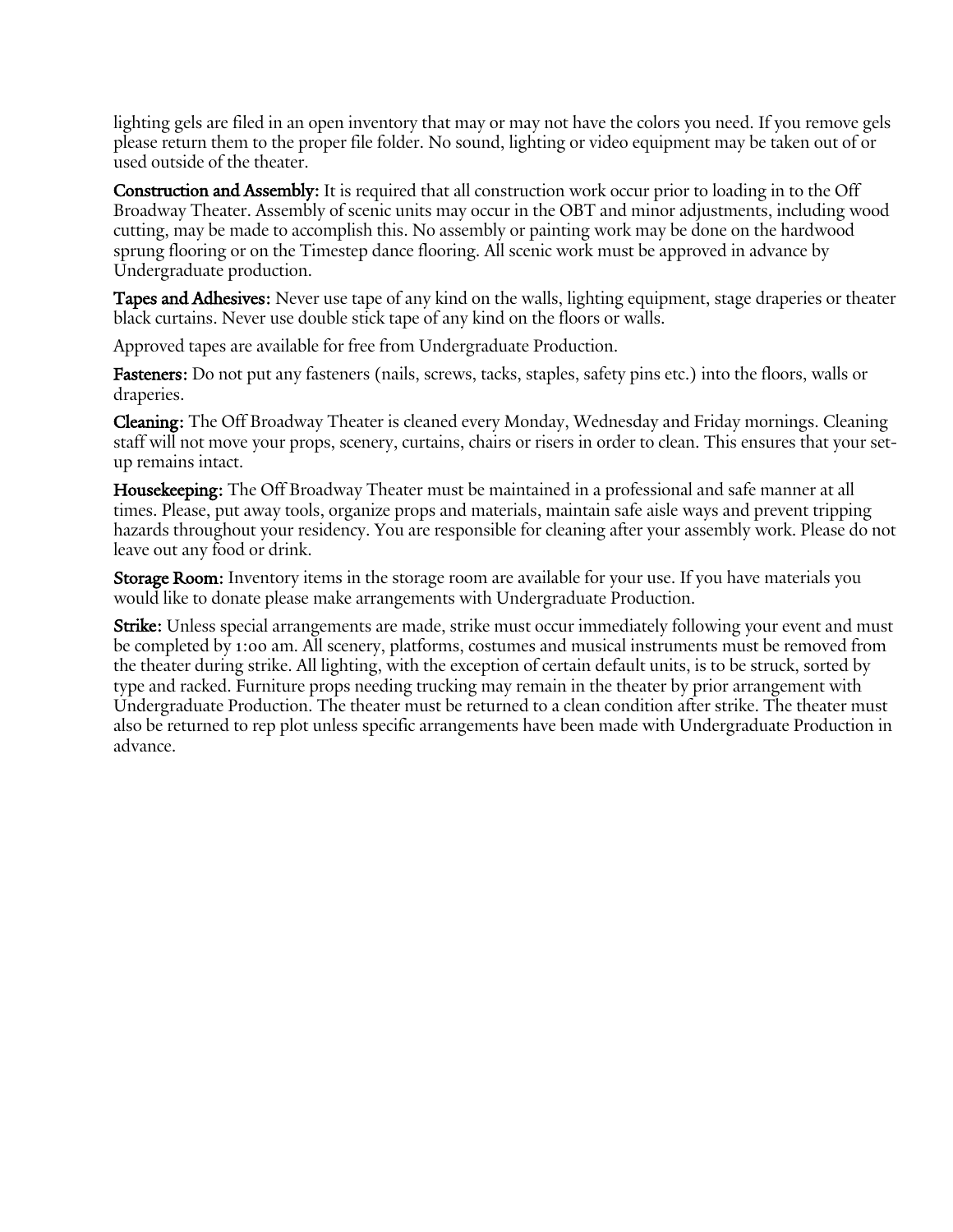lighting gels are filed in an open inventory that may or may not have the colors you need. If you remove gels please return them to the proper file folder. No sound, lighting or video equipment may be taken out of or used outside of the theater.

**Construction and Assembly:** It is required that all construction work occur prior to loading in to the Off Broadway Theater. Assembly of scenic units may occur in the OBT and minor adjustments, including wood cutting, may be made to accomplish this. No assembly or painting work may be done on the hardwood sprung flooring or on the Timestep dance flooring. All scenic work must be approved in advance by Undergraduate production.

**Tapes and Adhesives:** Never use tape of any kind on the walls, lighting equipment, stage draperies or theater black curtains. Never use double stick tape of any kind on the floors or walls.

Approved tapes are available for free from Undergraduate Production.

**Fasteners:** Do not put any fasteners (nails, screws, tacks, staples, safety pins etc.) into the floors, walls or draperies.

**Cleaning:** The Off Broadway Theater is cleaned every Monday, Wednesday and Friday mornings. Cleaning staff will not move your props, scenery, curtains, chairs or risers in order to clean. This ensures that your set-up remains intact.

**Housekeeping:** The Off Broadway Theater must be maintained in a professional and safe manner at all times. Please, put away tools, organize props and materials, maintain safe aisle ways and prevent tripping hazards throughout your residency. You are responsible for cleaning after your assembly work. Please do not leave out any food or drink.

**Storage Room:** Inventory items in the storage room are available for your use. If you have materials you would like to donate please make arrangements with Undergraduate Production.

**Strike:** Unless special arrangements are made, strike must occur immediately following your event and must be completed by 1:00 am. All scenery, platforms, costumes and musical instruments must be removed from the theater during strike. All lighting, with the exception of certain default units, is to be struck, sorted by type and racked. Furniture props needing trucking may remain in the theater by prior arrangement with Undergraduate Production. The theater must be returned to a clean condition after strike. The theater must also be returned to rep plot unless specific arrangements have been made with Undergraduate Production in advance.